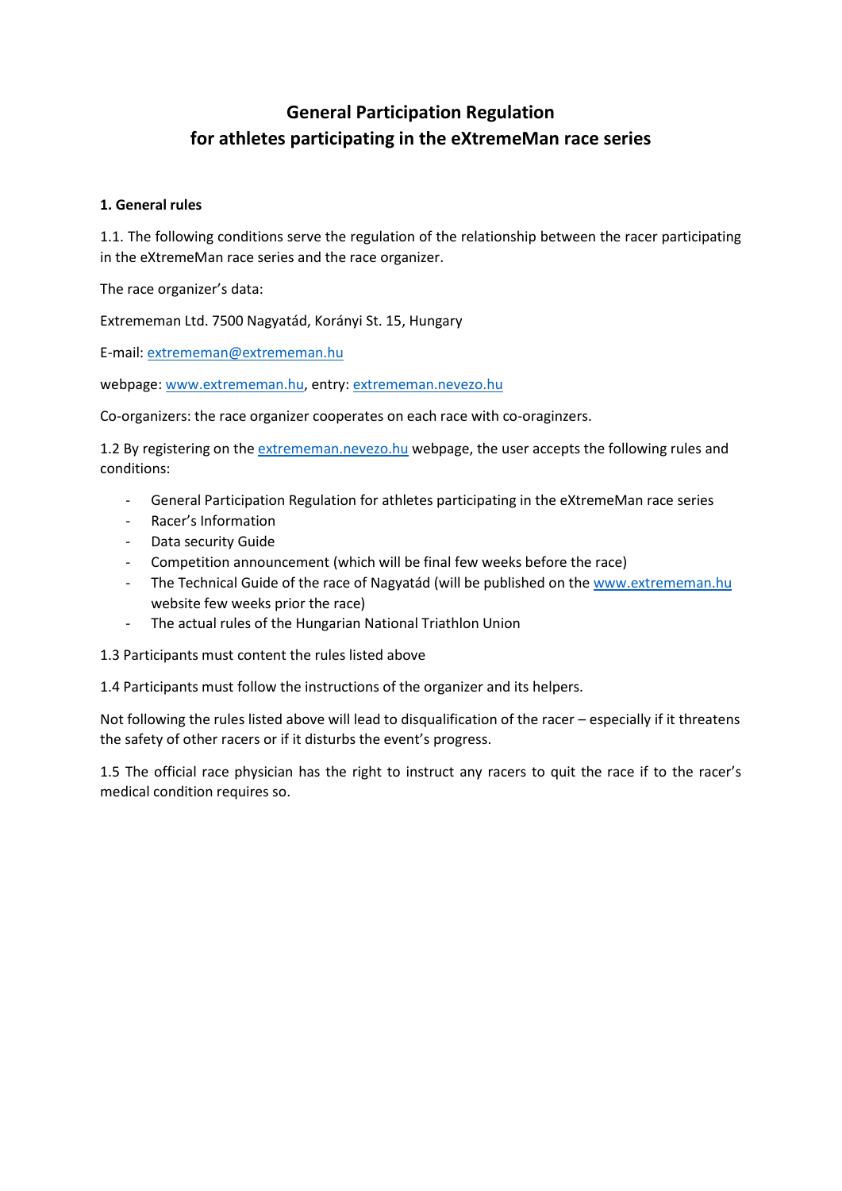# General Participation Regulation
# for athletes participating in the eXtremeMan race series

**1. General rules**

1.1. The following conditions serve the regulation of the relationship between the racer participating in the eXtremeMan race series and the race organizer.

The race organizer's data:

Extrememan Ltd. 7500 Nagyatád, Korányi St. 15, Hungary

E-mail: extrememan@extrememan.hu

webpage: www.extrememan.hu, entry: extrememan.nevezo.hu

Co-organizers: the race organizer cooperates on each race with co-oraginzers.

1.2 By registering on the extrememan.nevezo.hu webpage, the user accepts the following rules and conditions:

- General Participation Regulation for athletes participating in the eXtremeMan race series
- Racer's Information
- Data security Guide
- Competition announcement (which will be final few weeks before the race)
- The Technical Guide of the race of Nagyatád (will be published on the www.extrememan.hu website few weeks prior the race)
- The actual rules of the Hungarian National Triathlon Union

1.3 Participants must content the rules listed above

1.4 Participants must follow the instructions of the organizer and its helpers.

Not following the rules listed above will lead to disqualification of the racer – especially if it threatens the safety of other racers or if it disturbs the event's progress.

1.5 The official race physician has the right to instruct any racers to quit the race if to the racer's medical condition requires so.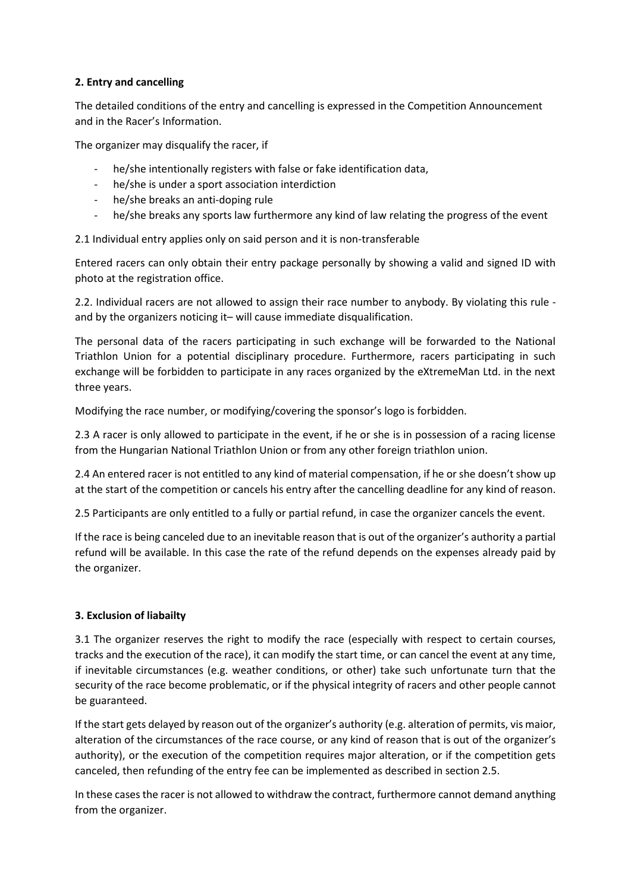**2. Entry and cancelling**

The detailed conditions of the entry and cancelling is expressed in the Competition Announcement and in the Racer's Information.

The organizer may disqualify the racer, if

- he/she intentionally registers with false or fake identification data,
- he/she is under a sport association interdiction
- he/she breaks an anti-doping rule
- he/she breaks any sports law furthermore any kind of law relating the progress of the event

2.1 Individual entry applies only on said person and it is non-transferable

Entered racers can only obtain their entry package personally by showing a valid and signed ID with photo at the registration office.

2.2. Individual racers are not allowed to assign their race number to anybody. By violating this rule - and by the organizers noticing it– will cause immediate disqualification.

The personal data of the racers participating in such exchange will be forwarded to the National Triathlon Union for a potential disciplinary procedure. Furthermore, racers participating in such exchange will be forbidden to participate in any races organized by the eXtremeMan Ltd. in the next three years.

Modifying the race number, or modifying/covering the sponsor's logo is forbidden.

2.3 A racer is only allowed to participate in the event, if he or she is in possession of a racing license from the Hungarian National Triathlon Union or from any other foreign triathlon union.

2.4 An entered racer is not entitled to any kind of material compensation, if he or she doesn't show up at the start of the competition or cancels his entry after the cancelling deadline for any kind of reason.

2.5 Participants are only entitled to a fully or partial refund, in case the organizer cancels the event.

If the race is being canceled due to an inevitable reason that is out of the organizer's authority a partial refund will be available. In this case the rate of the refund depends on the expenses already paid by the organizer.

**3. Exclusion of liabailty**

3.1 The organizer reserves the right to modify the race (especially with respect to certain courses, tracks and the execution of the race), it can modify the start time, or can cancel the event at any time, if inevitable circumstances (e.g. weather conditions, or other) take such unfortunate turn that the security of the race become problematic, or if the physical integrity of racers and other people cannot be guaranteed.

If the start gets delayed by reason out of the organizer's authority (e.g. alteration of permits, vis maior, alteration of the circumstances of the race course, or any kind of reason that is out of the organizer's authority), or the execution of the competition requires major alteration, or if the competition gets canceled, then refunding of the entry fee can be implemented as described in section 2.5.

In these cases the racer is not allowed to withdraw the contract, furthermore cannot demand anything from the organizer.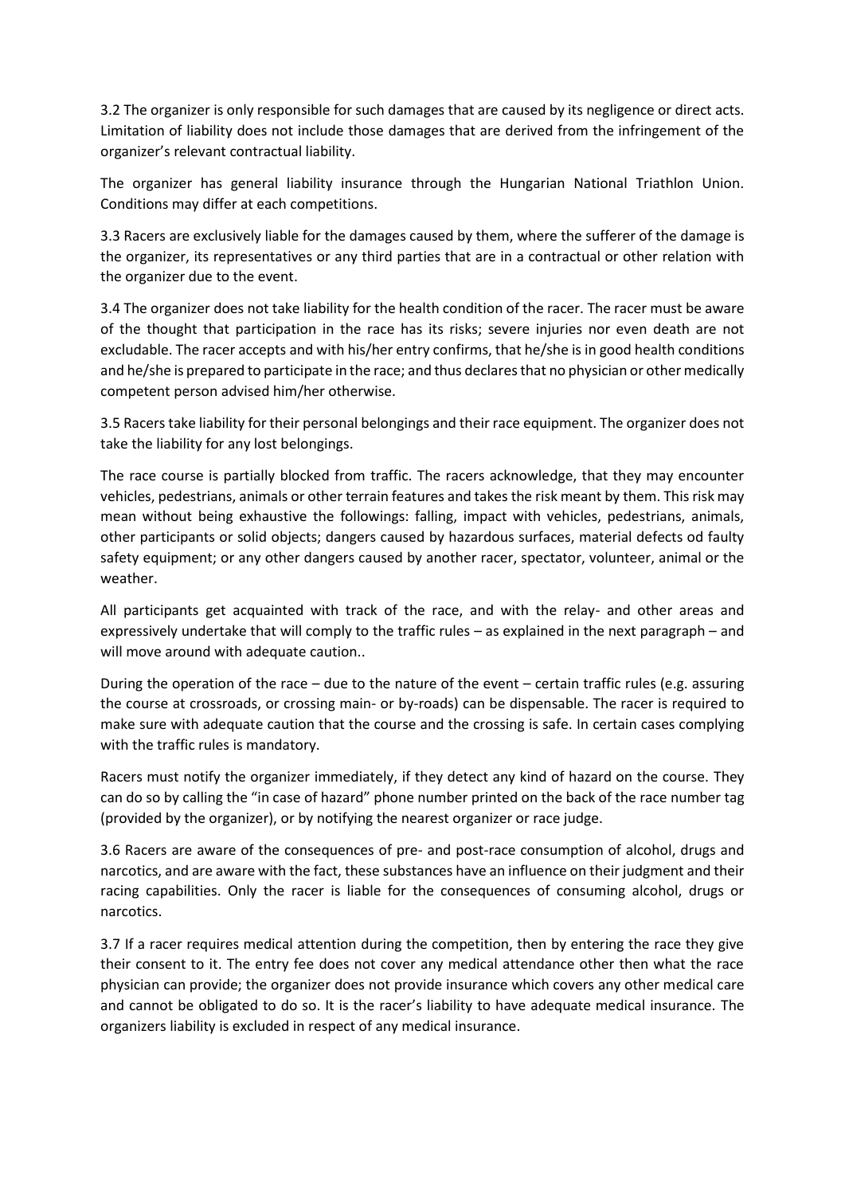3.2 The organizer is only responsible for such damages that are caused by its negligence or direct acts. Limitation of liability does not include those damages that are derived from the infringement of the organizer's relevant contractual liability.

The organizer has general liability insurance through the Hungarian National Triathlon Union. Conditions may differ at each competitions.

3.3 Racers are exclusively liable for the damages caused by them, where the sufferer of the damage is the organizer, its representatives or any third parties that are in a contractual or other relation with the organizer due to the event.

3.4 The organizer does not take liability for the health condition of the racer. The racer must be aware of the thought that participation in the race has its risks; severe injuries nor even death are not excludable. The racer accepts and with his/her entry confirms, that he/she is in good health conditions and he/she is prepared to participate in the race; and thus declares that no physician or other medically competent person advised him/her otherwise.

3.5 Racers take liability for their personal belongings and their race equipment. The organizer does not take the liability for any lost belongings.

The race course is partially blocked from traffic. The racers acknowledge, that they may encounter vehicles, pedestrians, animals or other terrain features and takes the risk meant by them. This risk may mean without being exhaustive the followings: falling, impact with vehicles, pedestrians, animals, other participants or solid objects; dangers caused by hazardous surfaces, material defects od faulty safety equipment; or any other dangers caused by another racer, spectator, volunteer, animal or the weather.

All participants get acquainted with track of the race, and with the relay- and other areas and expressively undertake that will comply to the traffic rules – as explained in the next paragraph – and will move around with adequate caution..

During the operation of the race – due to the nature of the event – certain traffic rules (e.g. assuring the course at crossroads, or crossing main- or by-roads) can be dispensable. The racer is required to make sure with adequate caution that the course and the crossing is safe. In certain cases complying with the traffic rules is mandatory.

Racers must notify the organizer immediately, if they detect any kind of hazard on the course. They can do so by calling the "in case of hazard" phone number printed on the back of the race number tag (provided by the organizer), or by notifying the nearest organizer or race judge.

3.6 Racers are aware of the consequences of pre- and post-race consumption of alcohol, drugs and narcotics, and are aware with the fact, these substances have an influence on their judgment and their racing capabilities. Only the racer is liable for the consequences of consuming alcohol, drugs or narcotics.

3.7 If a racer requires medical attention during the competition, then by entering the race they give their consent to it. The entry fee does not cover any medical attendance other then what the race physician can provide; the organizer does not provide insurance which covers any other medical care and cannot be obligated to do so. It is the racer's liability to have adequate medical insurance. The organizers liability is excluded in respect of any medical insurance.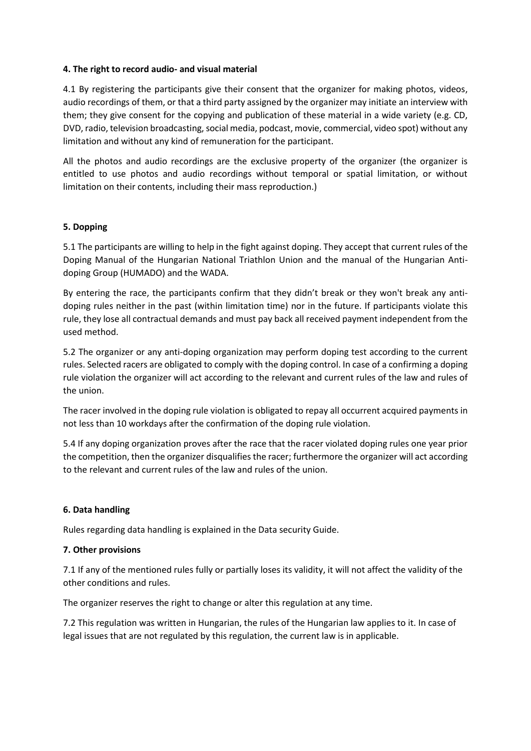**4. The right to record audio- and visual material**

4.1 By registering the participants give their consent that the organizer for making photos, videos, audio recordings of them, or that a third party assigned by the organizer may initiate an interview with them; they give consent for the copying and publication of these material in a wide variety (e.g. CD, DVD, radio, television broadcasting, social media, podcast, movie, commercial, video spot) without any limitation and without any kind of remuneration for the participant.

All the photos and audio recordings are the exclusive property of the organizer (the organizer is entitled to use photos and audio recordings without temporal or spatial limitation, or without limitation on their contents, including their mass reproduction.)

**5. Dopping**

5.1 The participants are willing to help in the fight against doping. They accept that current rules of the Doping Manual of the Hungarian National Triathlon Union and the manual of the Hungarian Anti-doping Group (HUMADO) and the WADA.

By entering the race, the participants confirm that they didn't break or they won't break any anti-doping rules neither in the past (within limitation time) nor in the future. If participants violate this rule, they lose all contractual demands and must pay back all received payment independent from the used method.

5.2 The organizer or any anti-doping organization may perform doping test according to the current rules. Selected racers are obligated to comply with the doping control. In case of a confirming a doping rule violation the organizer will act according to the relevant and current rules of the law and rules of the union.

The racer involved in the doping rule violation is obligated to repay all occurrent acquired payments in not less than 10 workdays after the confirmation of the doping rule violation.

5.4 If any doping organization proves after the race that the racer violated doping rules one year prior the competition, then the organizer disqualifies the racer; furthermore the organizer will act according to the relevant and current rules of the law and rules of the union.

**6. Data handling**

Rules regarding data handling is explained in the Data security Guide.

**7. Other provisions**

7.1 If any of the mentioned rules fully or partially loses its validity, it will not affect the validity of the other conditions and rules.

The organizer reserves the right to change or alter this regulation at any time.

7.2 This regulation was written in Hungarian, the rules of the Hungarian law applies to it. In case of legal issues that are not regulated by this regulation, the current law is in applicable.